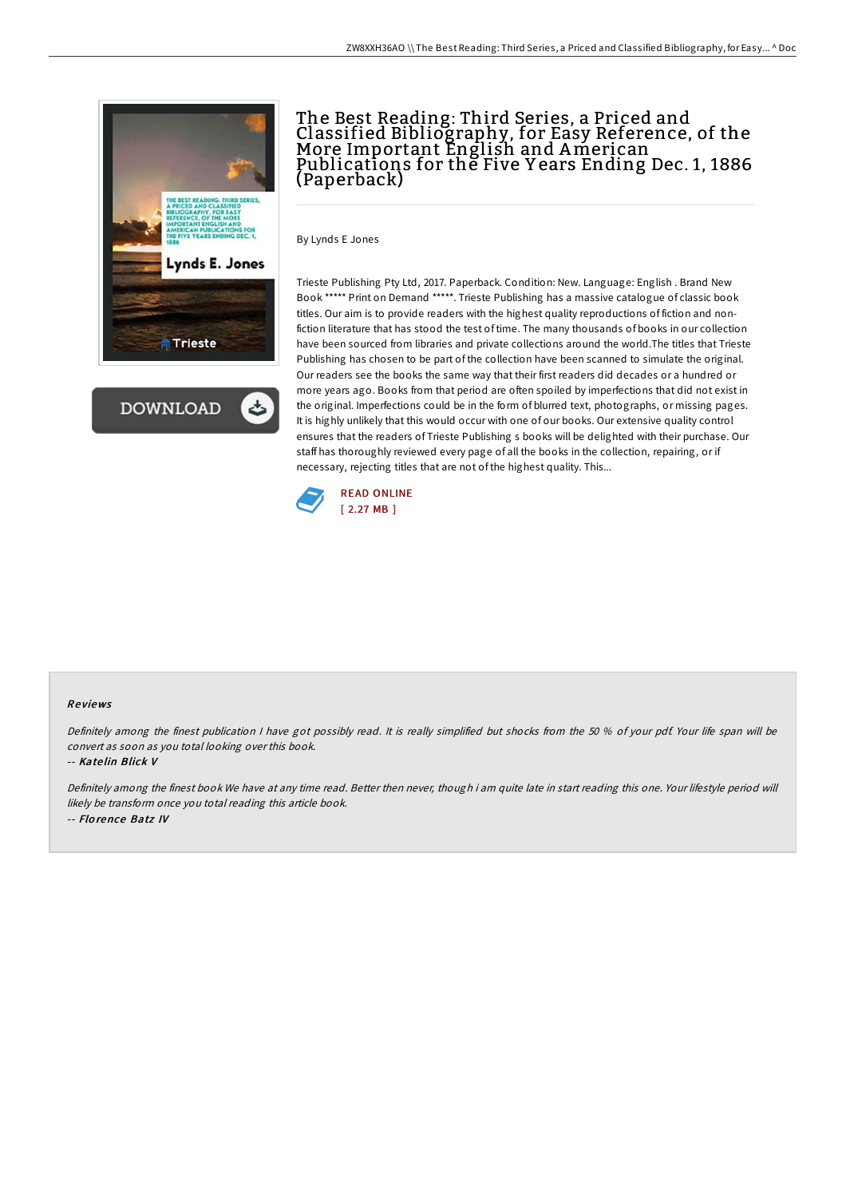# The Best Reading: Third Series, a Priced and Classified Bibliography, for Easy Reference, of the More Important English and American Publications for the Five Years Ending Dec. 1, 1886 (Paperback)

By Lynds E Jones

Trieste Publishing Pty Ltd, 2017. Paperback. Condition: New. Language: English . Brand New Book ***** Print on Demand *****. Trieste Publishing has a massive catalogue of classic book titles. Our aim is to provide readers with the highest quality reproductions of fiction and non-fiction literature that has stood the test of time. The many thousands of books in our collection have been sourced from libraries and private collections around the world.The titles that Trieste Publishing has chosen to be part of the collection have been scanned to simulate the original. Our readers see the books the same way that their first readers did decades or a hundred or more years ago. Books from that period are often spoiled by imperfections that did not exist in the original. Imperfections could be in the form of blurred text, photographs, or missing pages. It is highly unlikely that this would occur with one of our books. Our extensive quality control ensures that the readers of Trieste Publishing s books will be delighted with their purchase. Our staff has thoroughly reviewed every page of all the books in the collection, repairing, or if necessary, rejecting titles that are not of the highest quality. This...

READ ONLINE
[ 2.27 MB ]

## Reviews

*Definitely among the finest publication I have got possibly read. It is really simplified but shocks from the 50 % of your pdf. Your life span will be convert as soon as you total looking over this book.*

-- *Katelin Blick V*

*Definitely among the finest book We have at any time read. Better then never, though i am quite late in start reading this one. Your lifestyle period will likely be transform once you total reading this article book.*

-- *Florence Batz IV*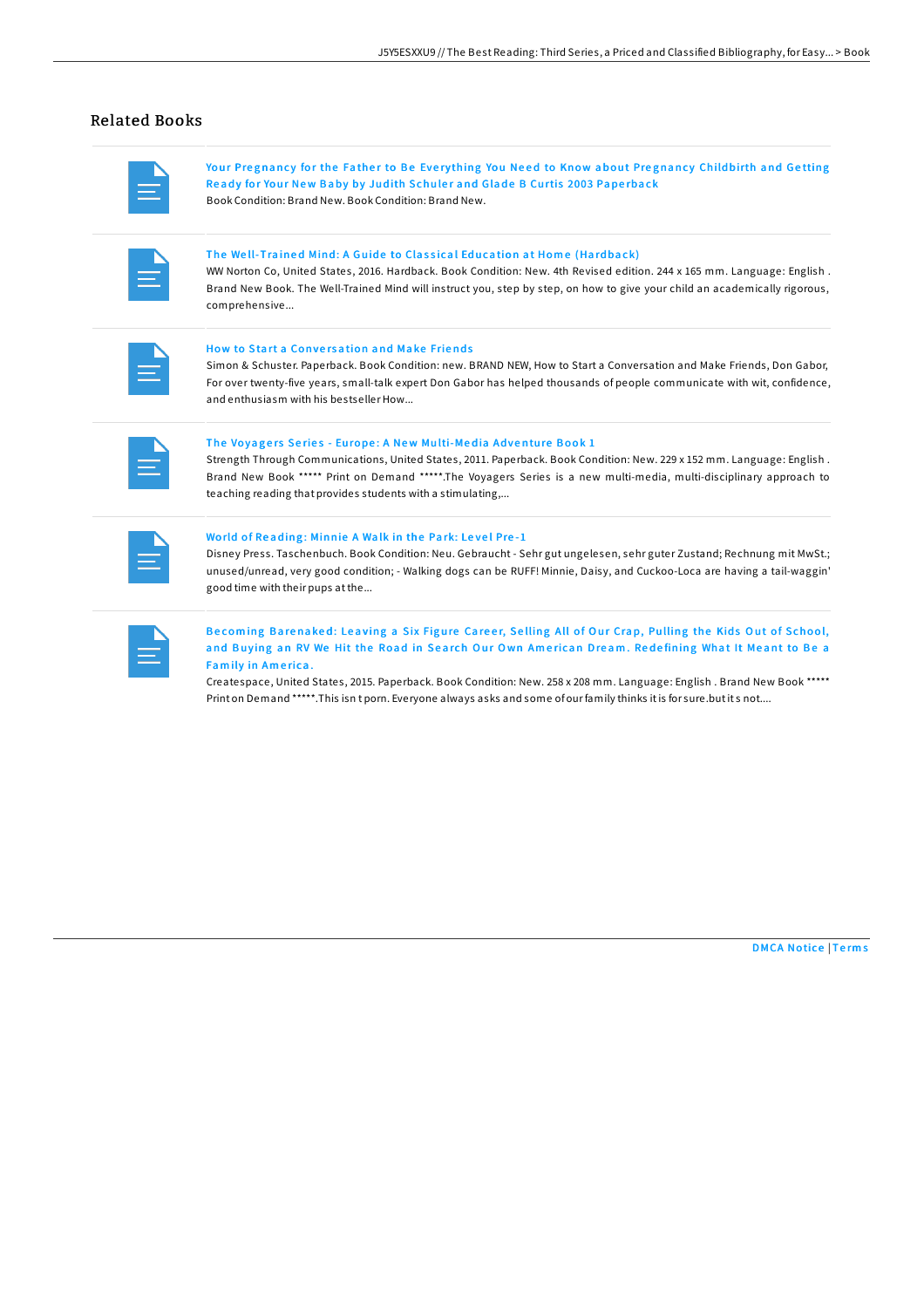## Related Books

**Your Pregnancy for the Father to Be Everything You Need to Know about Pregnancy Childbirth and Getting Ready for Your New Baby by Judith Schuler and Glade B Curtis 2003 Paperback**

Book Condition: Brand New. Book Condition: Brand New.

**The Well-Trained Mind: A Guide to Classical Education at Home (Hardback)**

WW Norton Co, United States, 2016. Hardback. Book Condition: New. 4th Revised edition. 244 x 165 mm. Language: English . Brand New Book. The Well-Trained Mind will instruct you, step by step, on how to give your child an academically rigorous, comprehensive...

**How to Start a Conversation and Make Friends**

Simon & Schuster. Paperback. Book Condition: new. BRAND NEW, How to Start a Conversation and Make Friends, Don Gabor, For over twenty-five years, small-talk expert Don Gabor has helped thousands of people communicate with wit, confidence, and enthusiasm with his bestseller How...

**The Voyagers Series - Europe: A New Multi-Media Adventure Book 1**

Strength Through Communications, United States, 2011. Paperback. Book Condition: New. 229 x 152 mm. Language: English . Brand New Book ***** Print on Demand *****.The Voyagers Series is a new multi-media, multi-disciplinary approach to teaching reading that provides students with a stimulating,...

**World of Reading: Minnie A Walk in the Park: Level Pre-1**

Disney Press. Taschenbuch. Book Condition: Neu. Gebraucht - Sehr gut ungelesen, sehr guter Zustand; Rechnung mit MwSt.; unused/unread, very good condition; - Walking dogs can be RUFF! Minnie, Daisy, and Cuckoo-Loca are having a tail-waggin' good time with their pups at the...

**Becoming Barenaked: Leaving a Six Figure Career, Selling All of Our Crap, Pulling the Kids Out of School, and Buying an RV We Hit the Road in Search Our Own American Dream. Redefining What It Meant to Be a Family in America.**

Createspace, United States, 2015. Paperback. Book Condition: New. 258 x 208 mm. Language: English . Brand New Book ***** Print on Demand *****.This isn t porn. Everyone always asks and some of our family thinks it is for sure.but it s not....

DMCA Notice | Terms